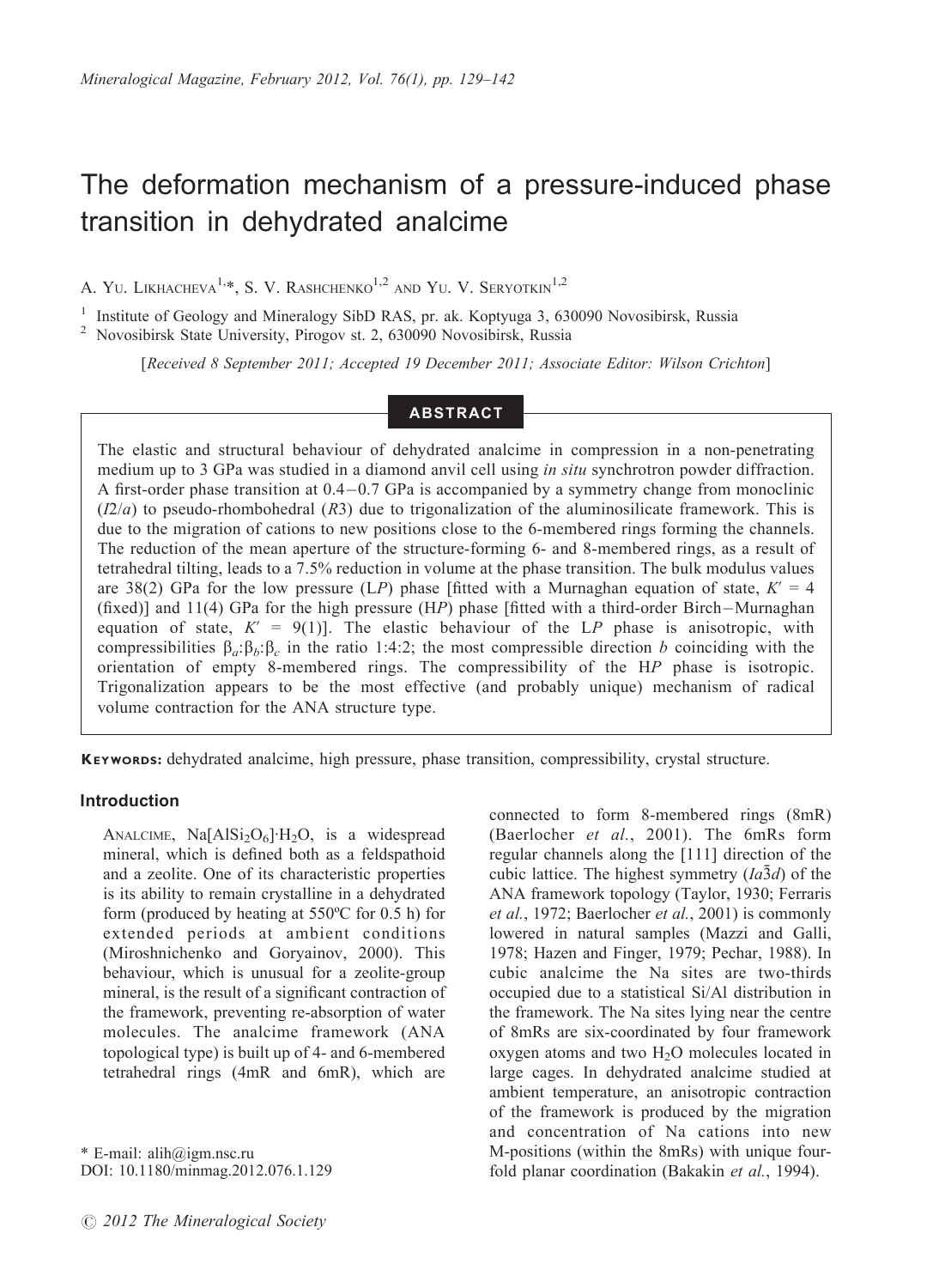# The deformation mechanism of a pressure-induced phase transition in dehydrated analcime

A. Yu. Likhacheva[1,*], S. V. Rashchenko[1,2] and Yu. V. Seryotkin[1,2]

[1] Institute of Geology and Mineralogy SibD RAS, pr. ak. Koptyuga 3, 630090 Novosibirsk, Russia

[2] Novosibirsk State University, Pirogov st. 2, 630090 Novosibirsk, Russia

[*Received 8 September 2011; Accepted 19 December 2011; Associate Editor: Wilson Crichton*]

## ABSTRACT

The elastic and structural behaviour of dehydrated analcime in compression in a non-penetrating medium up to 3 GPa was studied in a diamond anvil cell using *in situ* synchrotron powder diffraction. A first-order phase transition at 0.4–0.7 GPa is accompanied by a symmetry change from monoclinic ($I2/a$) to pseudo-rhombohedral ($R3$) due to trigonalization of the aluminosilicate framework. This is due to the migration of cations to new positions close to the 6-membered rings forming the channels. The reduction of the mean aperture of the structure-forming 6- and 8-membered rings, as a result of tetrahedral tilting, leads to a 7.5% reduction in volume at the phase transition. The bulk modulus values are 38(2) GPa for the low pressure (L*P*) phase [fitted with a Murnaghan equation of state, $K' = 4$ (fixed)] and 11(4) GPa for the high pressure (H*P*) phase [fitted with a third-order Birch–Murnaghan equation of state, $K' = 9(1)$]. The elastic behaviour of the L*P* phase is anisotropic, with compressibilities $\beta_a$:$\beta_b$:$\beta_c$ in the ratio 1:4:2; the most compressible direction *b* coinciding with the orientation of empty 8-membered rings. The compressibility of the H*P* phase is isotropic. Trigonalization appears to be the most effective (and probably unique) mechanism of radical volume contraction for the ANA structure type.

**Keywords:** dehydrated analcime, high pressure, phase transition, compressibility, crystal structure.

## Introduction

Analcime, $Na[AlSi_2O_6]\cdot H_2O$, is a widespread mineral, which is defined both as a feldspathoid and a zeolite. One of its characteristic properties is its ability to remain crystalline in a dehydrated form (produced by heating at 550ºC for 0.5 h) for extended periods at ambient conditions (Miroshnichenko and Goryainov, 2000). This behaviour, which is unusual for a zeolite-group mineral, is the result of a significant contraction of the framework, preventing re-absorption of water molecules. The analcime framework (ANA topological type) is built up of 4- and 6-membered tetrahedral rings (4mR and 6mR), which are connected to form 8-membered rings (8mR) (Baerlocher *et al.*, 2001). The 6mRs form regular channels along the [111] direction of the cubic lattice. The highest symmetry ($Ia\bar{3}d$) of the ANA framework topology (Taylor, 1930; Ferraris *et al.*, 1972; Baerlocher *et al.*, 2001) is commonly lowered in natural samples (Mazzi and Galli, 1978; Hazen and Finger, 1979; Pechar, 1988). In cubic analcime the Na sites are two-thirds occupied due to a statistical Si/Al distribution in the framework. The Na sites lying near the centre of 8mRs are six-coordinated by four framework oxygen atoms and two $H_2O$ molecules located in large cages. In dehydrated analcime studied at ambient temperature, an anisotropic contraction of the framework is produced by the migration and concentration of Na cations into new M-positions (within the 8mRs) with unique four-fold planar coordination (Bakakin *et al.*, 1994).

\* E-mail: alih@igm.nsc.ru
DOI: 10.1180/minmag.2012.076.1.129

© 2012 The Mineralogical Society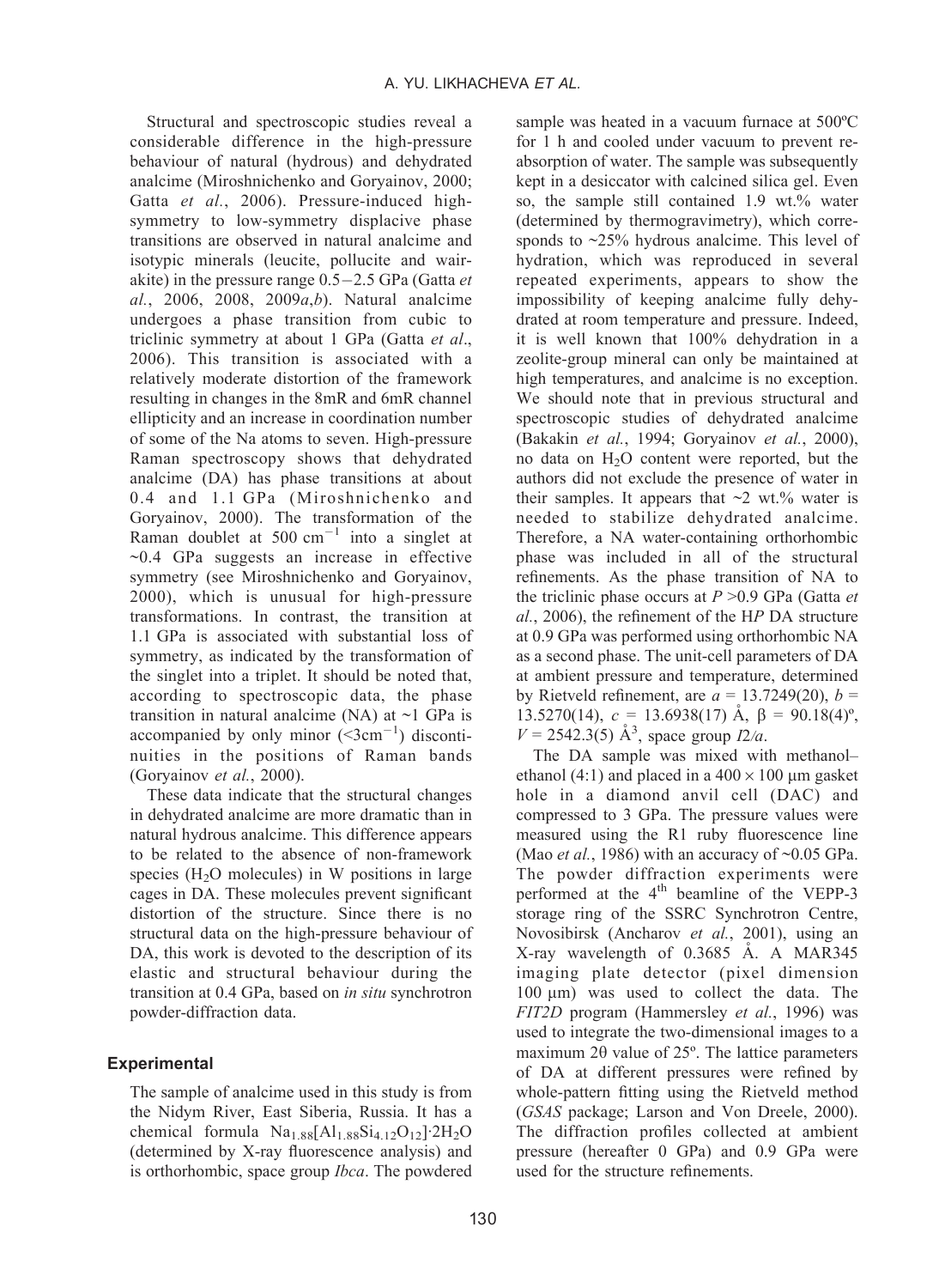Structural and spectroscopic studies reveal a considerable difference in the high-pressure behaviour of natural (hydrous) and dehydrated analcime (Miroshnichenko and Goryainov, 2000; Gatta *et al.*, 2006). Pressure-induced high-symmetry to low-symmetry displacive phase transitions are observed in natural analcime and isotypic minerals (leucite, pollucite and wairakite) in the pressure range 0.5–2.5 GPa (Gatta *et al.*, 2006, 2008, 2009*a*,*b*). Natural analcime undergoes a phase transition from cubic to triclinic symmetry at about 1 GPa (Gatta *et al*., 2006). This transition is associated with a relatively moderate distortion of the framework resulting in changes in the 8mR and 6mR channel ellipticity and an increase in coordination number of some of the Na atoms to seven. High-pressure Raman spectroscopy shows that dehydrated analcime (DA) has phase transitions at about 0.4 and 1.1 GPa (Miroshnichenko and Goryainov, 2000). The transformation of the Raman doublet at 500 $cm^{-1}$ into a singlet at ~0.4 GPa suggests an increase in effective symmetry (see Miroshnichenko and Goryainov, 2000), which is unusual for high-pressure transformations. In contrast, the transition at 1.1 GPa is associated with substantial loss of symmetry, as indicated by the transformation of the singlet into a triplet. It should be noted that, according to spectroscopic data, the phase transition in natural analcime (NA) at ~1 GPa is accompanied by only minor (<3$cm^{-1}$) discontinuities in the positions of Raman bands (Goryainov *et al.*, 2000).

These data indicate that the structural changes in dehydrated analcime are more dramatic than in natural hydrous analcime. This difference appears to be related to the absence of non-framework species ($H_2O$ molecules) in W positions in large cages in DA. These molecules prevent significant distortion of the structure. Since there is no structural data on the high-pressure behaviour of DA, this work is devoted to the description of its elastic and structural behaviour during the transition at 0.4 GPa, based on *in situ* synchrotron powder-diffraction data.

## Experimental

The sample of analcime used in this study is from the Nidym River, East Siberia, Russia. It has a chemical formula $Na_{1.88}[Al_{1.88}Si_{4.12}O_{12}]\cdot 2H_2O$ (determined by X-ray fluorescence analysis) and is orthorhombic, space group *Ibca*. The powdered sample was heated in a vacuum furnace at 500ºC for 1 h and cooled under vacuum to prevent re-absorption of water. The sample was subsequently kept in a desiccator with calcined silica gel. Even so, the sample still contained 1.9 wt.% water (determined by thermogravimetry), which corresponds to ~25% hydrous analcime. This level of hydration, which was reproduced in several repeated experiments, appears to show the impossibility of keeping analcime fully dehydrated at room temperature and pressure. Indeed, it is well known that 100% dehydration in a zeolite-group mineral can only be maintained at high temperatures, and analcime is no exception. We should note that in previous structural and spectroscopic studies of dehydrated analcime (Bakakin *et al.*, 1994; Goryainov *et al.*, 2000), no data on $H_2O$ content were reported, but the authors did not exclude the presence of water in their samples. It appears that ~2 wt.% water is needed to stabilize dehydrated analcime. Therefore, a NA water-containing orthorhombic phase was included in all of the structural refinements. As the phase transition of NA to the triclinic phase occurs at $P$ >0.9 GPa (Gatta *et al.*, 2006), the refinement of the H*P* DA structure at 0.9 GPa was performed using orthorhombic NA as a second phase. The unit-cell parameters of DA at ambient pressure and temperature, determined by Rietveld refinement, are $a$ = 13.7249(20), $b$ = 13.5270(14), $c$ = 13.6938(17) Å, β = 90.18(4)º, $V$ = 2542.3(5) $Å^3$, space group *I*2/*a*.

The DA sample was mixed with methanol–ethanol (4:1) and placed in a 400 × 100 μm gasket hole in a diamond anvil cell (DAC) and compressed to 3 GPa. The pressure values were measured using the R1 ruby fluorescence line (Mao *et al.*, 1986) with an accuracy of ~0.05 GPa. The powder diffraction experiments were performed at the 4th beamline of the VEPP-3 storage ring of the SSRC Synchrotron Centre, Novosibirsk (Ancharov *et al.*, 2001), using an X-ray wavelength of 0.3685 Å. A MAR345 imaging plate detector (pixel dimension 100 μm) was used to collect the data. The *FIT2D* program (Hammersley *et al.*, 1996) was used to integrate the two-dimensional images to a maximum 2θ value of 25º. The lattice parameters of DA at different pressures were refined by whole-pattern fitting using the Rietveld method (*GSAS* package; Larson and Von Dreele, 2000). The diffraction profiles collected at ambient pressure (hereafter 0 GPa) and 0.9 GPa were used for the structure refinements.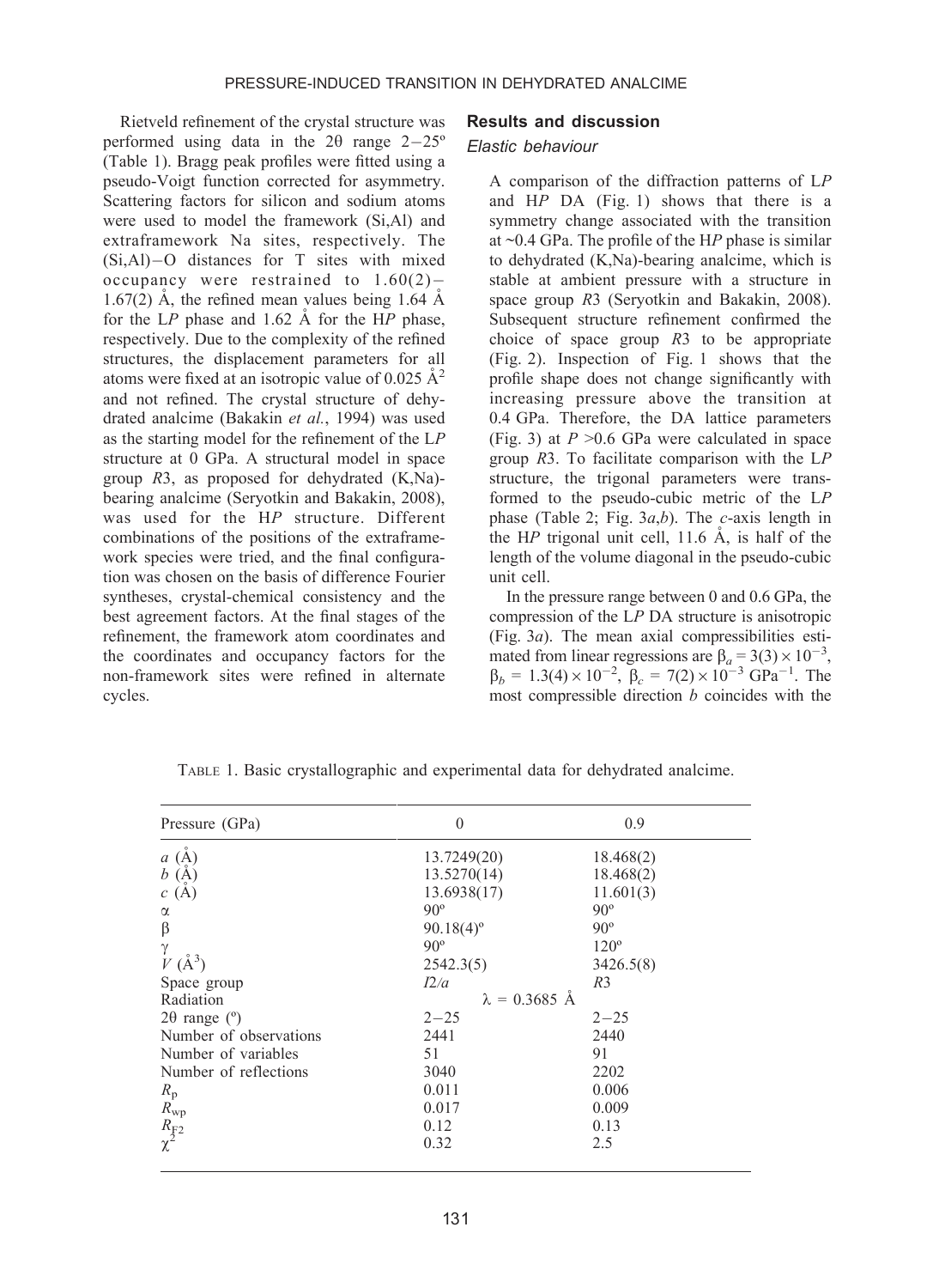Rietveld refinement of the crystal structure was performed using data in the 2θ range 2–25° (Table 1). Bragg peak profiles were fitted using a pseudo-Voigt function corrected for asymmetry. Scattering factors for silicon and sodium atoms were used to model the framework (Si,Al) and extraframework Na sites, respectively. The (Si,Al)–O distances for T sites with mixed occupancy were restrained to 1.60(2)–1.67(2) Å, the refined mean values being 1.64 Å for the L*P* phase and 1.62 Å for the H*P* phase, respectively. Due to the complexity of the refined structures, the displacement parameters for all atoms were fixed at an isotropic value of 0.025 $Å^2$ and not refined. The crystal structure of dehydrated analcime (Bakakin *et al.*, 1994) was used as the starting model for the refinement of the L*P* structure at 0 GPa. A structural model in space group *R*3, as proposed for dehydrated (K,Na)-bearing analcime (Seryotkin and Bakakin, 2008), was used for the H*P* structure. Different combinations of the positions of the extraframework species were tried, and the final configuration was chosen on the basis of difference Fourier syntheses, crystal-chemical consistency and the best agreement factors. At the final stages of the refinement, the framework atom coordinates and the coordinates and occupancy factors for the non-framework sites were refined in alternate cycles.

## Results and discussion

### Elastic behaviour

A comparison of the diffraction patterns of L*P* and H*P* DA (Fig. 1) shows that there is a symmetry change associated with the transition at ~0.4 GPa. The profile of the H*P* phase is similar to dehydrated (K,Na)-bearing analcime, which is stable at ambient pressure with a structure in space group *R*3 (Seryotkin and Bakakin, 2008). Subsequent structure refinement confirmed the choice of space group *R*3 to be appropriate (Fig. 2). Inspection of Fig. 1 shows that the profile shape does not change significantly with increasing pressure above the transition at 0.4 GPa. Therefore, the DA lattice parameters (Fig. 3) at $P$ >0.6 GPa were calculated in space group *R*3. To facilitate comparison with the L*P* structure, the trigonal parameters were transformed to the pseudo-cubic metric of the L*P* phase (Table 2; Fig. 3*a*,*b*). The *c*-axis length in the H*P* trigonal unit cell, 11.6 Å, is half of the length of the volume diagonal in the pseudo-cubic unit cell.

In the pressure range between 0 and 0.6 GPa, the compression of the L*P* DA structure is anisotropic (Fig. 3*a*). The mean axial compressibilities estimated from linear regressions are $\beta_a = 3(3) \times 10^{-3}$, $\beta_b = 1.3(4) \times 10^{-2}$, $\beta_c = 7(2) \times 10^{-3}$ $GPa^{-1}$. The most compressible direction *b* coincides with the

TABLE 1. Basic crystallographic and experimental data for dehydrated analcime.

| Pressure (GPa) | 0 | 0.9 |
|---|---|---|
| *a* (Å) | 13.7249(20) | 18.468(2) |
| *b* (Å) | 13.5270(14) | 18.468(2) |
| *c* (Å) | 13.6938(17) | 11.601(3) |
| α | 90° | 90° |
| β | 90.18(4)° | 90° |
| γ | 90° | 120° |
| *V* ($Å^3$) | 2542.3(5) | 3426.5(8) |
| Space group | *I*2/*a* | *R*3 |
| Radiation | λ = 0.3685 Å | |
| 2θ range (°) | 2–25 | 2–25 |
| Number of observations | 2441 | 2440 |
| Number of variables | 51 | 91 |
| Number of reflections | 3040 | 2202 |
| $R_p$ | 0.011 | 0.006 |
| $R_{wp}$ | 0.017 | 0.009 |
| $R_{F2}$ | 0.12 | 0.13 |
| $\chi^2$ | 0.32 | 2.5 |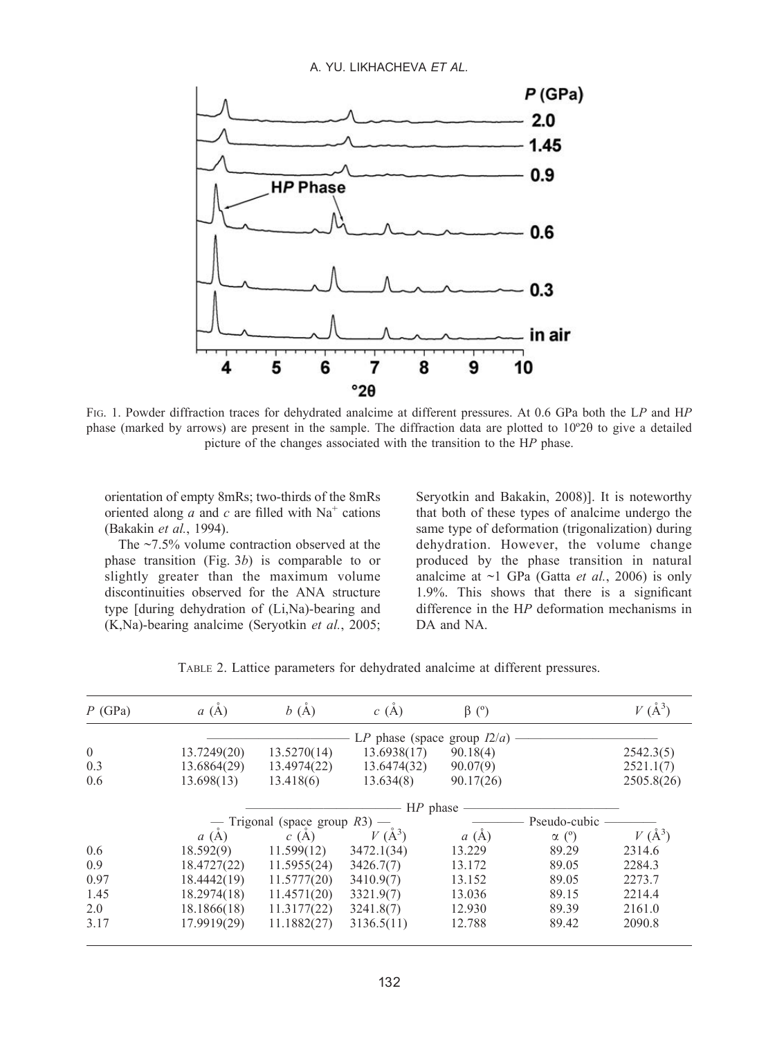Fig. 1. Powder diffraction traces for dehydrated analcime at different pressures. At 0.6 GPa both the L*P* and H*P* phase (marked by arrows) are present in the sample. The diffraction data are plotted to 10°2θ to give a detailed picture of the changes associated with the transition to the H*P* phase.

orientation of empty 8mRs; two-thirds of the 8mRs oriented along *a* and *c* are filled with $Na^+$ cations (Bakakin *et al.*, 1994).

The ~7.5% volume contraction observed at the phase transition (Fig. 3*b*) is comparable to or slightly greater than the maximum volume discontinuities observed for the ANA structure type [during dehydration of (Li,Na)-bearing and (K,Na)-bearing analcime (Seryotkin *et al.*, 2005; Seryotkin and Bakakin, 2008)]. It is noteworthy that both of these types of analcime undergo the same type of deformation (trigonalization) during dehydration. However, the volume change produced by the phase transition in natural analcime at ~1 GPa (Gatta *et al.*, 2006) is only 1.9%. This shows that there is a significant difference in the H*P* deformation mechanisms in DA and NA.

Table 2. Lattice parameters for dehydrated analcime at different pressures.

| *P* (GPa) | *a* (Å) | *b* (Å) | *c* (Å) | β (°) | | *V* (Å³) |
|---|---|---|---|---|---|---|
| | L*P* phase (space group *I*2/*a*) | | | | | |
| 0 | 13.7249(20) | 13.5270(14) | 13.6938(17) | 90.18(4) | | 2542.3(5) |
| 0.3 | 13.6864(29) | 13.4974(22) | 13.6474(32) | 90.07(9) | | 2521.1(7) |
| 0.6 | 13.698(13) | 13.418(6) | 13.634(8) | 90.17(26) | | 2505.8(26) |
| | H*P* phase | | | | | |
| | Trigonal (space group *R*3) | | | Pseudo-cubic | | |
| | *a* (Å) | *c* (Å) | *V* (Å³) | *a* (Å) | α (°) | *V* (Å³) |
| 0.6 | 18.592(9) | 11.599(12) | 3472.1(34) | 13.229 | 89.29 | 2314.6 |
| 0.9 | 18.4727(22) | 11.5955(24) | 3426.7(7) | 13.172 | 89.05 | 2284.3 |
| 0.97 | 18.4442(19) | 11.5777(20) | 3410.9(7) | 13.152 | 89.05 | 2273.7 |
| 1.45 | 18.2974(18) | 11.4571(20) | 3321.9(7) | 13.036 | 89.15 | 2214.4 |
| 2.0 | 18.1866(18) | 11.3177(22) | 3241.8(7) | 12.930 | 89.39 | 2161.0 |
| 3.17 | 17.9919(29) | 11.1882(27) | 3136.5(11) | 12.788 | 89.42 | 2090.8 |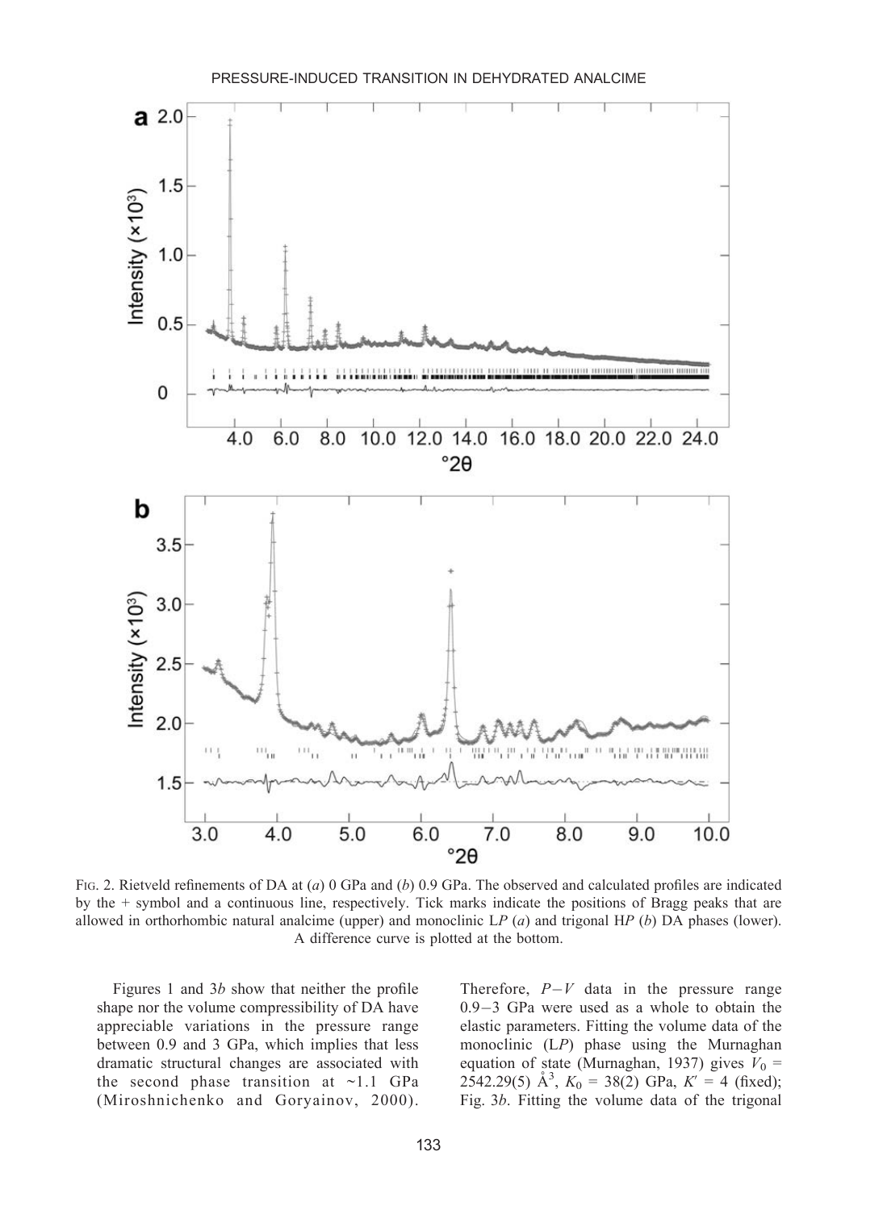FIG. 2. Rietveld refinements of DA at (*a*) 0 GPa and (*b*) 0.9 GPa. The observed and calculated profiles are indicated by the + symbol and a continuous line, respectively. Tick marks indicate the positions of Bragg peaks that are allowed in orthorhombic natural analcime (upper) and monoclinic L*P* (*a*) and trigonal H*P* (*b*) DA phases (lower). A difference curve is plotted at the bottom.

Figures 1 and 3*b* show that neither the profile shape nor the volume compressibility of DA have appreciable variations in the pressure range between 0.9 and 3 GPa, which implies that less dramatic structural changes are associated with the second phase transition at ~1.1 GPa (Miroshnichenko and Goryainov, 2000). Therefore, $P-V$ data in the pressure range 0.9–3 GPa were used as a whole to obtain the elastic parameters. Fitting the volume data of the monoclinic (L*P*) phase using the Murnaghan equation of state (Murnaghan, 1937) gives $V_0$ = 2542.29(5) Å$^3$, $K_0$ = 38(2) GPa, $K'$ = 4 (fixed); Fig. 3*b*. Fitting the volume data of the trigonal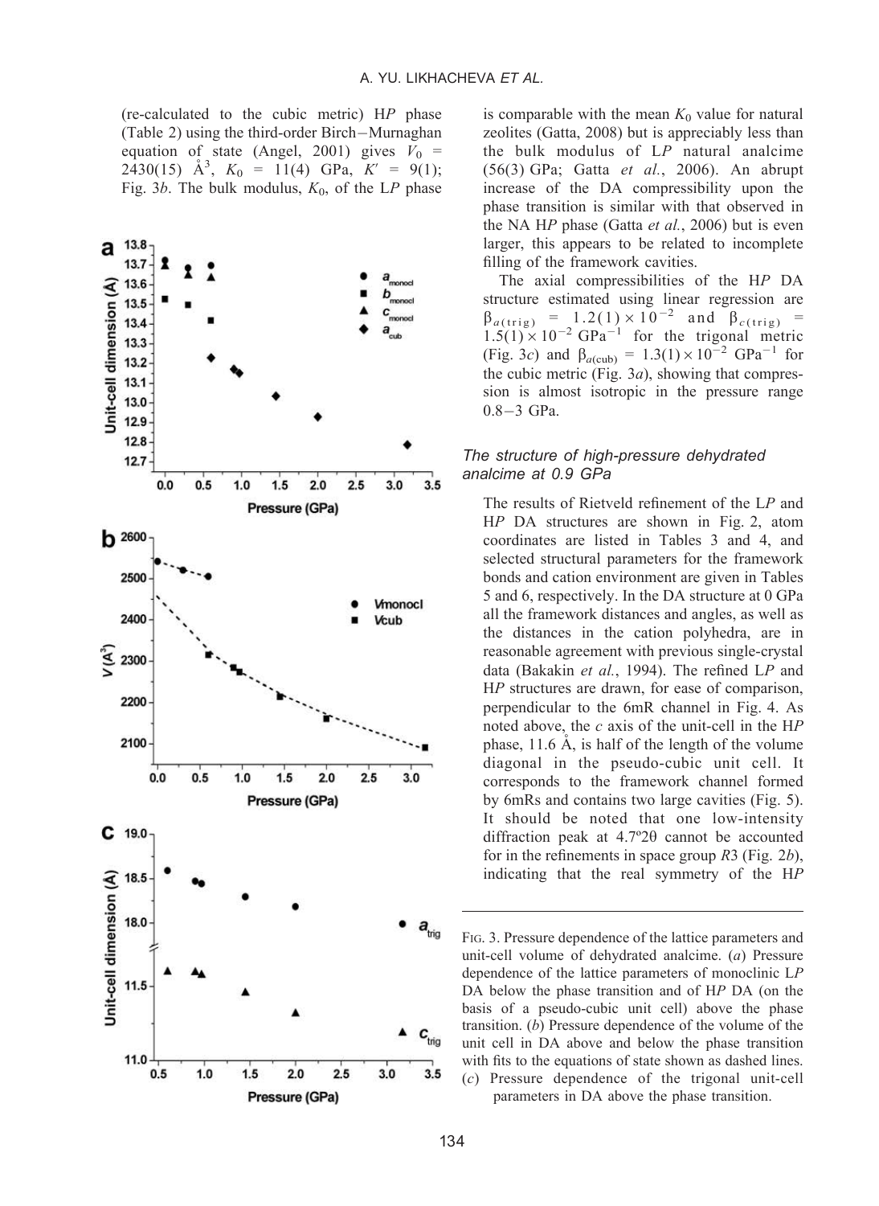(re-calculated to the cubic metric) H*P* phase (Table 2) using the third-order Birch–Murnaghan equation of state (Angel, 2001) gives $V_0$ = 2430(15) Å$^3$, $K_0$ = 11(4) GPa, $K'$ = 9(1); Fig. 3*b*. The bulk modulus, $K_0$, of the L*P* phase is comparable with the mean $K_0$ value for natural zeolites (Gatta, 2008) but is appreciably less than the bulk modulus of L*P* natural analcime (56(3) GPa; Gatta *et al.*, 2006). An abrupt increase of the DA compressibility upon the phase transition is similar with that observed in the NA H*P* phase (Gatta *et al.*, 2006) but is even larger, this appears to be related to incomplete filling of the framework cavities.

The axial compressibilities of the H*P* DA structure estimated using linear regression are $\beta_{a(\mathrm{trig})}$ = 1.2(1) × 10$^{-2}$ and $\beta_{c(\mathrm{trig})}$ = 1.5(1) × 10$^{-2}$ GPa$^{-1}$ for the trigonal metric (Fig. 3*c*) and $\beta_{a(\mathrm{cub})}$ = 1.3(1) × 10$^{-2}$ GPa$^{-1}$ for the cubic metric (Fig. 3*a*), showing that compression is almost isotropic in the pressure range 0.8–3 GPa.

### *The structure of high-pressure dehydrated analcime at 0.9 GPa*

The results of Rietveld refinement of the L*P* and H*P* DA structures are shown in Fig. 2, atom coordinates are listed in Tables 3 and 4, and selected structural parameters for the framework bonds and cation environment are given in Tables 5 and 6, respectively. In the DA structure at 0 GPa all the framework distances and angles, as well as the distances in the cation polyhedra, are in reasonable agreement with previous single-crystal data (Bakakin *et al.*, 1994). The refined L*P* and H*P* structures are drawn, for ease of comparison, perpendicular to the 6mR channel in Fig. 4. As noted above, the *c* axis of the unit-cell in the H*P* phase, 11.6 Å, is half of the length of the volume diagonal in the pseudo-cubic unit cell. It corresponds to the framework channel formed by 6mRs and contains two large cavities (Fig. 5). It should be noted that one low-intensity diffraction peak at 4.7°2θ cannot be accounted for in the refinements in space group *R*3 (Fig. 2*b*), indicating that the real symmetry of the H*P*

FIG. 3. Pressure dependence of the lattice parameters and unit-cell volume of dehydrated analcime. (*a*) Pressure dependence of the lattice parameters of monoclinic L*P* DA below the phase transition and of H*P* DA (on the basis of a pseudo-cubic unit cell) above the phase transition. (*b*) Pressure dependence of the volume of the unit cell in DA above and below the phase transition with fits to the equations of state shown as dashed lines. (*c*) Pressure dependence of the trigonal unit-cell parameters in DA above the phase transition.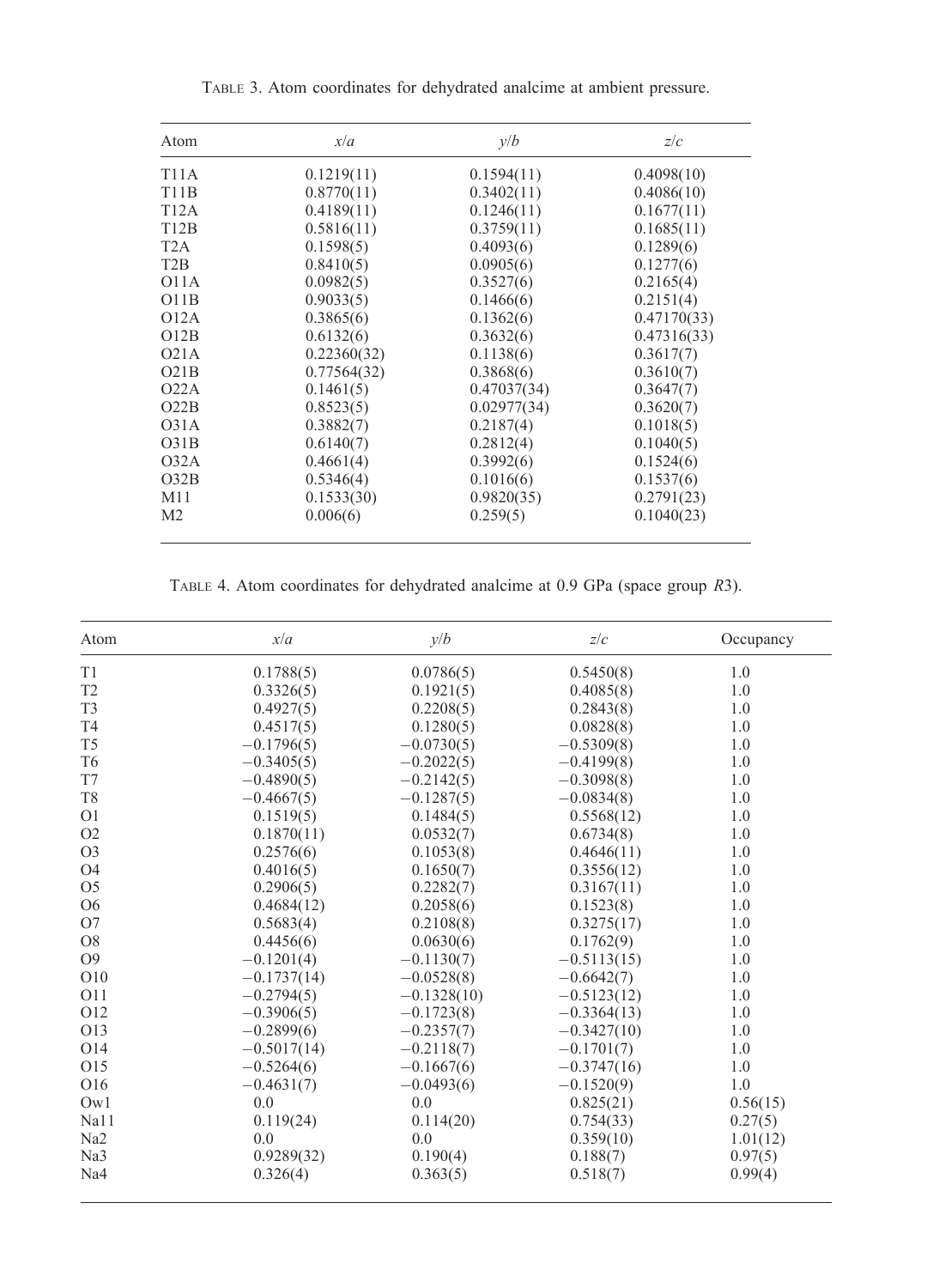TABLE 3. Atom coordinates for dehydrated analcime at ambient pressure.

| Atom | $x/a$ | $y/b$ | $z/c$ |
|---|---|---|---|
| T11A | 0.1219(11) | 0.1594(11) | 0.4098(10) |
| T11B | 0.8770(11) | 0.3402(11) | 0.4086(10) |
| T12A | 0.4189(11) | 0.1246(11) | 0.1677(11) |
| T12B | 0.5816(11) | 0.3759(11) | 0.1685(11) |
| T2A | 0.1598(5) | 0.4093(6) | 0.1289(6) |
| T2B | 0.8410(5) | 0.0905(6) | 0.1277(6) |
| O11A | 0.0982(5) | 0.3527(6) | 0.2165(4) |
| O11B | 0.9033(5) | 0.1466(6) | 0.2151(4) |
| O12A | 0.3865(6) | 0.1362(6) | 0.47170(33) |
| O12B | 0.6132(6) | 0.3632(6) | 0.47316(33) |
| O21A | 0.22360(32) | 0.1138(6) | 0.3617(7) |
| O21B | 0.77564(32) | 0.3868(6) | 0.3610(7) |
| O22A | 0.1461(5) | 0.47037(34) | 0.3647(7) |
| O22B | 0.8523(5) | 0.02977(34) | 0.3620(7) |
| O31A | 0.3882(7) | 0.2187(4) | 0.1018(5) |
| O31B | 0.6140(7) | 0.2812(4) | 0.1040(5) |
| O32A | 0.4661(4) | 0.3992(6) | 0.1524(6) |
| O32B | 0.5346(4) | 0.1016(6) | 0.1537(6) |
| M11 | 0.1533(30) | 0.9820(35) | 0.2791(23) |
| M2 | 0.006(6) | 0.259(5) | 0.1040(23) |

TABLE 4. Atom coordinates for dehydrated analcime at 0.9 GPa (space group *R*3).

| Atom | $x/a$ | $y/b$ | $z/c$ | Occupancy |
|---|---|---|---|---|
| T1 | 0.1788(5) | 0.0786(5) | 0.5450(8) | 1.0 |
| T2 | 0.3326(5) | 0.1921(5) | 0.4085(8) | 1.0 |
| T3 | 0.4927(5) | 0.2208(5) | 0.2843(8) | 1.0 |
| T4 | 0.4517(5) | 0.1280(5) | 0.0828(8) | 1.0 |
| T5 | −0.1796(5) | −0.0730(5) | −0.5309(8) | 1.0 |
| T6 | −0.3405(5) | −0.2022(5) | −0.4199(8) | 1.0 |
| T7 | −0.4890(5) | −0.2142(5) | −0.3098(8) | 1.0 |
| T8 | −0.4667(5) | −0.1287(5) | −0.0834(8) | 1.0 |
| O1 | 0.1519(5) | 0.1484(5) | 0.5568(12) | 1.0 |
| O2 | 0.1870(11) | 0.0532(7) | 0.6734(8) | 1.0 |
| O3 | 0.2576(6) | 0.1053(8) | 0.4646(11) | 1.0 |
| O4 | 0.4016(5) | 0.1650(7) | 0.3556(12) | 1.0 |
| O5 | 0.2906(5) | 0.2282(7) | 0.3167(11) | 1.0 |
| O6 | 0.4684(12) | 0.2058(6) | 0.1523(8) | 1.0 |
| O7 | 0.5683(4) | 0.2108(8) | 0.3275(17) | 1.0 |
| O8 | 0.4456(6) | 0.0630(6) | 0.1762(9) | 1.0 |
| O9 | −0.1201(4) | −0.1130(7) | −0.5113(15) | 1.0 |
| O10 | −0.1737(14) | −0.0528(8) | −0.6642(7) | 1.0 |
| O11 | −0.2794(5) | −0.1328(10) | −0.5123(12) | 1.0 |
| O12 | −0.3906(5) | −0.1723(8) | −0.3364(13) | 1.0 |
| O13 | −0.2899(6) | −0.2357(7) | −0.3427(10) | 1.0 |
| O14 | −0.5017(14) | −0.2118(7) | −0.1701(7) | 1.0 |
| O15 | −0.5264(6) | −0.1667(6) | −0.3747(16) | 1.0 |
| O16 | −0.4631(7) | −0.0493(6) | −0.1520(9) | 1.0 |
| Ow1 | 0.0 | 0.0 | 0.825(21) | 0.56(15) |
| Na11 | 0.119(24) | 0.114(20) | 0.754(33) | 0.27(5) |
| Na2 | 0.0 | 0.0 | 0.359(10) | 1.01(12) |
| Na3 | 0.9289(32) | 0.190(4) | 0.188(7) | 0.97(5) |
| Na4 | 0.326(4) | 0.363(5) | 0.518(7) | 0.99(4) |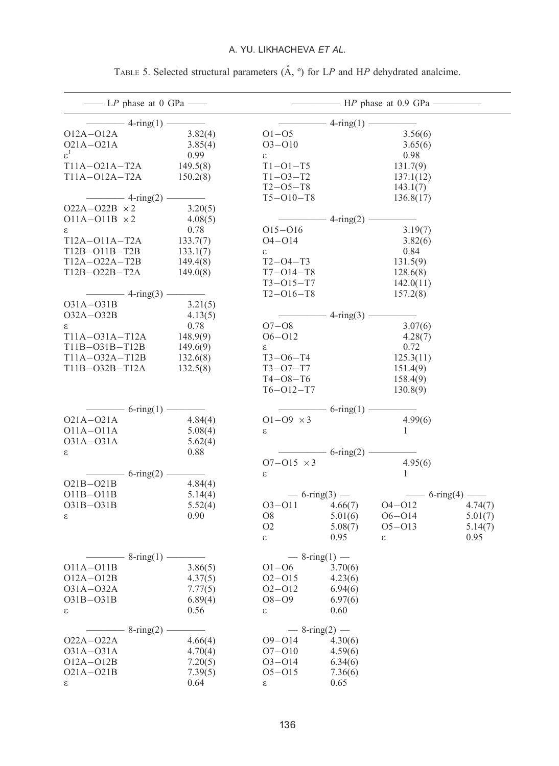TABLE 5. Selected structural parameters (Å, º) for L*P* and H*P* dehydrated analcime.

| —— L*P* phase at 0 GPa —— | | —— H*P* phase at 0.9 GPa —— | | | |
|---|---|---|---|---|---|
| —— 4-ring(1) —— | | —— 4-ring(1) —— | | | |
| O12A–O12A | 3.82(4) | O1–O5 | 3.56(6) | | |
| O21A–O21A | 3.85(4) | O3–O10 | 3.65(6) | | |
| ε[1] | 0.99 | ε | 0.98 | | |
| T11A–O21A–T2A | 149.5(8) | T1–O1–T5 | 131.7(9) | | |
| T11A–O12A–T2A | 150.2(8) | T1–O3–T2 | 137.1(12) | | |
| | | T2–O5–T8 | 143.1(7) | | |
| —— 4-ring(2) —— | | T5–O10–T8 | 136.8(17) | | |
| O22A–O22B ×2 | 3.20(5) | | | | |
| O11A–O11B ×2 | 4.08(5) | —— 4-ring(2) —— | | | |
| ε | 0.78 | O15–O16 | 3.19(7) | | |
| T12A–O11A–T2A | 133.7(7) | O4–O14 | 3.82(6) | | |
| T12B–O11B–T2B | 133.1(7) | ε | 0.84 | | |
| T12A–O22A–T2B | 149.4(8) | T2–O4–T3 | 131.5(9) | | |
| T12B–O22B–T2A | 149.0(8) | T7–O14–T8 | 128.6(8) | | |
| | | T3–O15–T7 | 142.0(11) | | |
| —— 4-ring(3) —— | | T2–O16–T8 | 157.2(8) | | |
| O31A–O31B | 3.21(5) | | | | |
| O32A–O32B | 4.13(5) | —— 4-ring(3) —— | | | |
| ε | 0.78 | O7–O8 | 3.07(6) | | |
| T11A–O31A–T12A | 148.9(9) | O6–O12 | 4.28(7) | | |
| T11B–O31B–T12B | 149.6(9) | ε | 0.72 | | |
| T11A–O32A–T12B | 132.6(8) | T3–O6–T4 | 125.3(11) | | |
| T11B–O32B–T12A | 132.5(8) | T3–O7–T7 | 151.4(9) | | |
| | | T4–O8–T6 | 158.4(9) | | |
| | | T6–O12–T7 | 130.8(9) | | |
| —— 6-ring(1) —— | | —— 6-ring(1) —— | | | |
| O21A–O21A | 4.84(4) | O1–O9 ×3 | 4.99(6) | | |
| O11A–O11A | 5.08(4) | ε | 1 | | |
| O31A–O31A | 5.62(4) | | | | |
| ε | 0.88 | —— 6-ring(2) —— | | | |
| | | O7–O15 ×3 | 4.95(6) | | |
| —— 6-ring(2) —— | | ε | 1 | | |
| O21B–O21B | 4.84(4) | | | | |
| O11B–O11B | 5.14(4) | — 6-ring(3) — | | —— 6-ring(4) —— | |
| O31B–O31B | 5.52(4) | O3–O11 | 4.66(7) | O4–O12 | 4.74(7) |
| ε | 0.90 | O8 | 5.01(6) | O6–O14 | 5.01(7) |
| | | O2 | 5.08(7) | O5–O13 | 5.14(7) |
| | | ε | 0.95 | ε | 0.95 |
| —— 8-ring(1) —— | | — 8-ring(1) — | | | |
| O11A–O11B | 3.86(5) | O1–O6 | 3.70(6) | | |
| O12A–O12B | 4.37(5) | O2–O15 | 4.23(6) | | |
| O31A–O32A | 7.77(5) | O2–O12 | 6.94(6) | | |
| O31B–O31B | 6.89(4) | O8–O9 | 6.97(6) | | |
| ε | 0.56 | ε | 0.60 | | |
| —— 8-ring(2) —— | | — 8-ring(2) — | | | |
| O22A–O22A | 4.66(4) | O9–O14 | 4.30(6) | | |
| O31A–O31A | 4.70(4) | O7–O10 | 4.59(6) | | |
| O12A–O12B | 7.20(5) | O3–O14 | 6.34(6) | | |
| O21A–O21B | 7.39(5) | O5–O15 | 7.36(6) | | |
| ε | 0.64 | ε | 0.65 | | |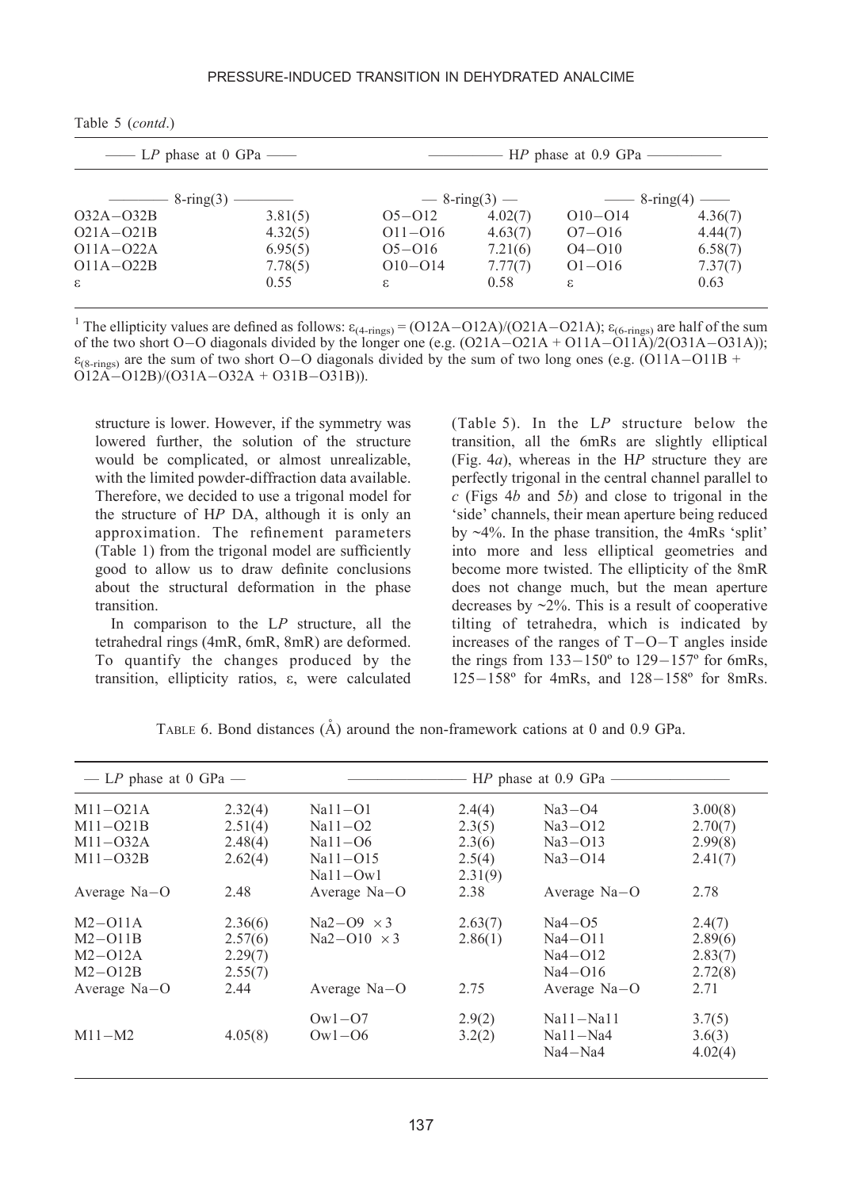Table 5 (*contd*.)

| LP phase at 0 GPa | | HP phase at 0.9 GPa | | | |
|---|---|---|---|---|---|
| 8-ring(3) | | 8-ring(3) | | 8-ring(4) | |
| O32A–O32B | 3.81(5) | O5–O12 | 4.02(7) | O10–O14 | 4.36(7) |
| O21A–O21B | 4.32(5) | O11–O16 | 4.63(7) | O7–O16 | 4.44(7) |
| O11A–O22A | 6.95(5) | O5–O16 | 7.21(6) | O4–O10 | 6.58(7) |
| O11A–O22B | 7.78(5) | O10–O14 | 7.77(7) | O1–O16 | 7.37(7) |
| ε | 0.55 | ε | 0.58 | ε | 0.63 |

[1] The ellipticity values are defined as follows: $\varepsilon_{(4\text{-rings})}$ = (O12A–O12A)/(O21A–O21A); $\varepsilon_{(6\text{-rings})}$ are half of the sum of the two short O–O diagonals divided by the longer one (e.g. (O21A–O21A + O11A–O11A)/2(O31A–O31A)); $\varepsilon_{(8\text{-rings})}$ are the sum of two short O–O diagonals divided by the sum of two long ones (e.g. (O11A–O11B + O12A–O12B)/(O31A–O32A + O31B–O31B)).

structure is lower. However, if the symmetry was lowered further, the solution of the structure would be complicated, or almost unrealizable, with the limited powder-diffraction data available. Therefore, we decided to use a trigonal model for the structure of HP DA, although it is only an approximation. The refinement parameters (Table 1) from the trigonal model are sufficiently good to allow us to draw definite conclusions about the structural deformation in the phase transition.

In comparison to the LP structure, all the tetrahedral rings (4mR, 6mR, 8mR) are deformed. To quantify the changes produced by the transition, ellipticity ratios, ε, were calculated (Table 5). In the LP structure below the transition, all the 6mRs are slightly elliptical (Fig. 4*a*), whereas in the HP structure they are perfectly trigonal in the central channel parallel to *c* (Figs 4*b* and 5*b*) and close to trigonal in the 'side' channels, their mean aperture being reduced by ~4%. In the phase transition, the 4mRs 'split' into more and less elliptical geometries and become more twisted. The ellipticity of the 8mR does not change much, but the mean aperture decreases by ~2%. This is a result of cooperative tilting of tetrahedra, which is indicated by increases of the ranges of T–O–T angles inside the rings from 133–150º to 129–157º for 6mRs, 125–158º for 4mRs, and 128–158º for 8mRs.

TABLE 6. Bond distances (Å) around the non-framework cations at 0 and 0.9 GPa.

| LP phase at 0 GPa | | HP phase at 0.9 GPa | | | |
|---|---|---|---|---|---|
| M11–O21A | 2.32(4) | Na11–O1 | 2.4(4) | Na3–O4 | 3.00(8) |
| M11–O21B | 2.51(4) | Na11–O2 | 2.3(5) | Na3–O12 | 2.70(7) |
| M11–O32A | 2.48(4) | Na11–O6 | 2.3(6) | Na3–O13 | 2.99(8) |
| M11–O32B | 2.62(4) | Na11–O15 | 2.5(4) | Na3–O14 | 2.41(7) |
| | | Na11–Ow1 | 2.31(9) | | |
| Average Na–O | 2.48 | Average Na–O | 2.38 | Average Na–O | 2.78 |
| M2–O11A | 2.36(6) | Na2–O9 ×3 | 2.63(7) | Na4–O5 | 2.4(7) |
| M2–O11B | 2.57(6) | Na2–O10 ×3 | 2.86(1) | Na4–O11 | 2.89(6) |
| M2–O12A | 2.29(7) | | | Na4–O12 | 2.83(7) |
| M2–O12B | 2.55(7) | | | Na4–O16 | 2.72(8) |
| Average Na–O | 2.44 | Average Na–O | 2.75 | Average Na–O | 2.71 |
| | | Ow1–O7 | 2.9(2) | Na11–Na11 | 3.7(5) |
| M11–M2 | 4.05(8) | Ow1–O6 | 3.2(2) | Na11–Na4 | 3.6(3) |
| | | | | Na4–Na4 | 4.02(4) |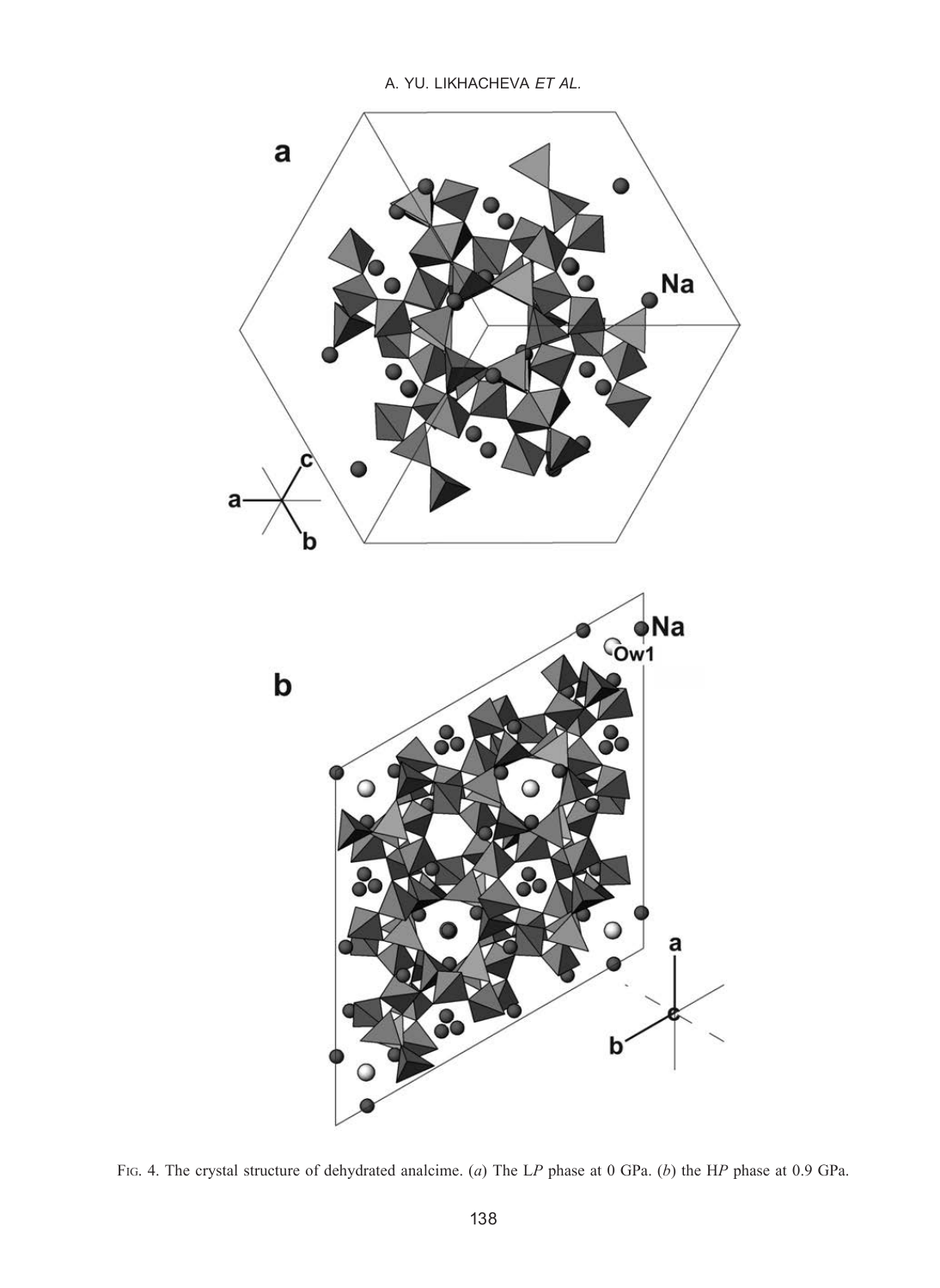FIG. 4. The crystal structure of dehydrated analcime. (*a*) The L*P* phase at 0 GPa. (*b*) the H*P* phase at 0.9 GPa.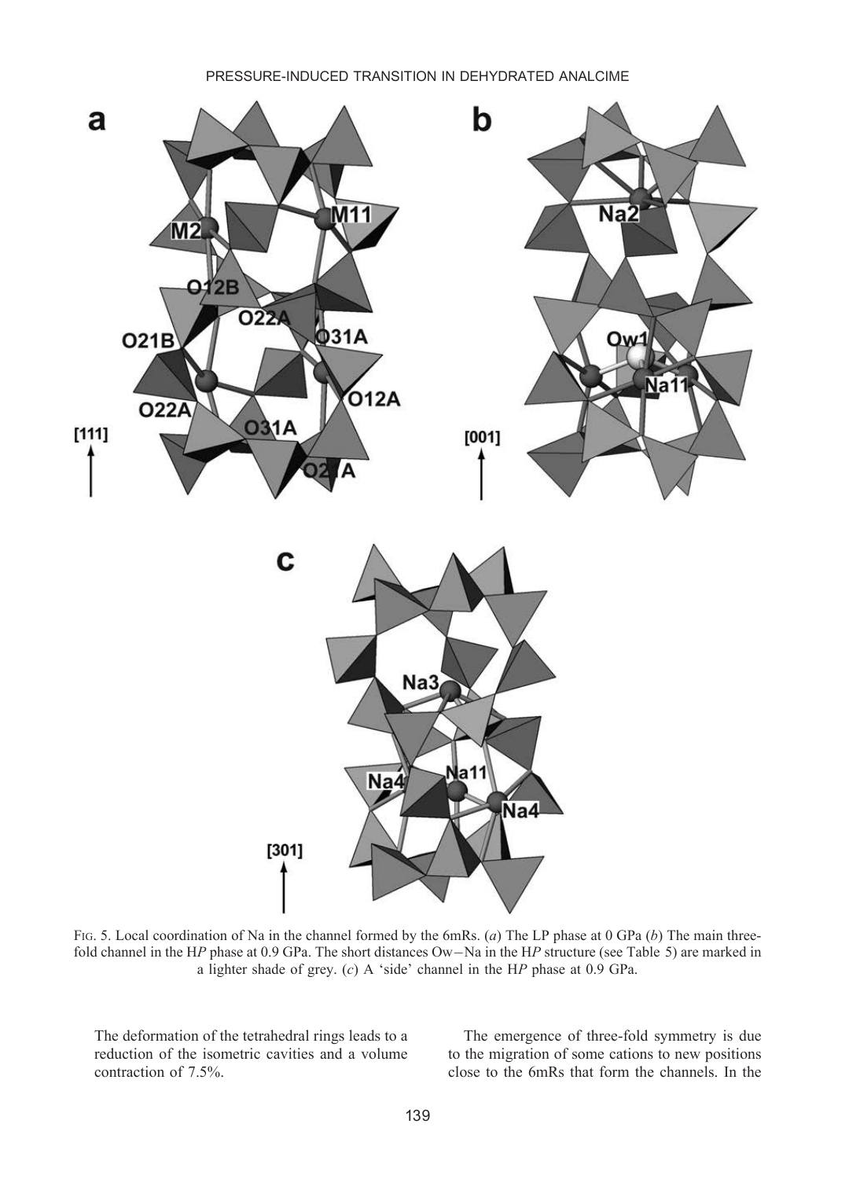FIG. 5. Local coordination of Na in the channel formed by the 6mRs. (*a*) The LP phase at 0 GPa (*b*) The main three-fold channel in the H*P* phase at 0.9 GPa. The short distances Ow–Na in the H*P* structure (see Table 5) are marked in a lighter shade of grey. (*c*) A 'side' channel in the H*P* phase at 0.9 GPa.

The deformation of the tetrahedral rings leads to a reduction of the isometric cavities and a volume contraction of 7.5%.

The emergence of three-fold symmetry is due to the migration of some cations to new positions close to the 6mRs that form the channels. In the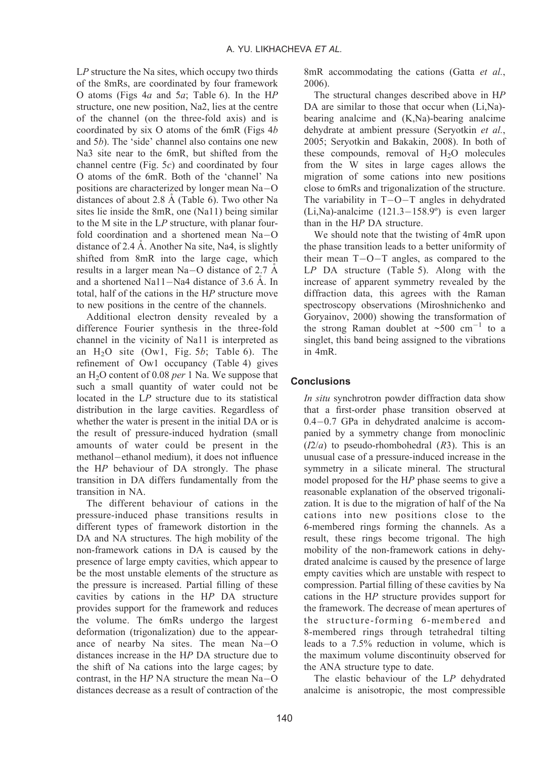L*P* structure the Na sites, which occupy two thirds of the 8mRs, are coordinated by four framework O atoms (Figs 4*a* and 5*a*; Table 6). In the H*P* structure, one new position, Na2, lies at the centre of the channel (on the three-fold axis) and is coordinated by six O atoms of the 6mR (Figs 4*b* and 5*b*). The 'side' channel also contains one new Na3 site near to the 6mR, but shifted from the channel centre (Fig. 5*c*) and coordinated by four O atoms of the 6mR. Both of the 'channel' Na positions are characterized by longer mean Na−O distances of about 2.8 Å (Table 6). Two other Na sites lie inside the 8mR, one (Na11) being similar to the M site in the L*P* structure, with planar four-fold coordination and a shortened mean Na−O distance of 2.4 Å. Another Na site, Na4, is slightly shifted from 8mR into the large cage, which results in a larger mean Na−O distance of 2.7 Å and a shortened Na11−Na4 distance of 3.6 Å. In total, half of the cations in the H*P* structure move to new positions in the centre of the channels.

Additional electron density revealed by a difference Fourier synthesis in the three-fold channel in the vicinity of Na11 is interpreted as an $H_2O$ site (Ow1, Fig. 5*b*; Table 6). The refinement of Ow1 occupancy (Table 4) gives an $H_2O$ content of 0.08 *per* 1 Na. We suppose that such a small quantity of water could not be located in the L*P* structure due to its statistical distribution in the large cavities. Regardless of whether the water is present in the initial DA or is the result of pressure-induced hydration (small amounts of water could be present in the methanol−ethanol medium), it does not influence the H*P* behaviour of DA strongly. The phase transition in DA differs fundamentally from the transition in NA.

The different behaviour of cations in the pressure-induced phase transitions results in different types of framework distortion in the DA and NA structures. The high mobility of the non-framework cations in DA is caused by the presence of large empty cavities, which appear to be the most unstable elements of the structure as the pressure is increased. Partial filling of these cavities by cations in the H*P* DA structure provides support for the framework and reduces the volume. The 6mRs undergo the largest deformation (trigonalization) due to the appearance of nearby Na sites. The mean Na−O distances increase in the H*P* DA structure due to the shift of Na cations into the large cages; by contrast, in the H*P* NA structure the mean Na−O distances decrease as a result of contraction of the 8mR accommodating the cations (Gatta *et al.*, 2006).

The structural changes described above in H*P* DA are similar to those that occur when (Li,Na)-bearing analcime and (K,Na)-bearing analcime dehydrate at ambient pressure (Seryotkin *et al.*, 2005; Seryotkin and Bakakin, 2008). In both of these compounds, removal of $H_2O$ molecules from the W sites in large cages allows the migration of some cations into new positions close to 6mRs and trigonalization of the structure. The variability in T−O−T angles in dehydrated (Li,Na)-analcime (121.3−158.9º) is even larger than in the H*P* DA structure.

We should note that the twisting of 4mR upon the phase transition leads to a better uniformity of their mean T−O−T angles, as compared to the L*P* DA structure (Table 5). Along with the increase of apparent symmetry revealed by the diffraction data, this agrees with the Raman spectroscopy observations (Miroshnichenko and Goryainov, 2000) showing the transformation of the strong Raman doublet at ~500 $cm^{-1}$ to a singlet, this band being assigned to the vibrations in 4mR.

## Conclusions

*In situ* synchrotron powder diffraction data show that a first-order phase transition observed at 0.4−0.7 GPa in dehydrated analcime is accompanied by a symmetry change from monoclinic (*I*2/*a*) to pseudo-rhombohedral (*R*3). This is an unusual case of a pressure-induced increase in the symmetry in a silicate mineral. The structural model proposed for the H*P* phase seems to give a reasonable explanation of the observed trigonalization. It is due to the migration of half of the Na cations into new positions close to the 6-membered rings forming the channels. As a result, these rings become trigonal. The high mobility of the non-framework cations in dehydrated analcime is caused by the presence of large empty cavities which are unstable with respect to compression. Partial filling of these cavities by Na cations in the H*P* structure provides support for the framework. The decrease of mean apertures of the structure-forming 6-membered and 8-membered rings through tetrahedral tilting leads to a 7.5% reduction in volume, which is the maximum volume discontinuity observed for the ANA structure type to date.

The elastic behaviour of the L*P* dehydrated analcime is anisotropic, the most compressible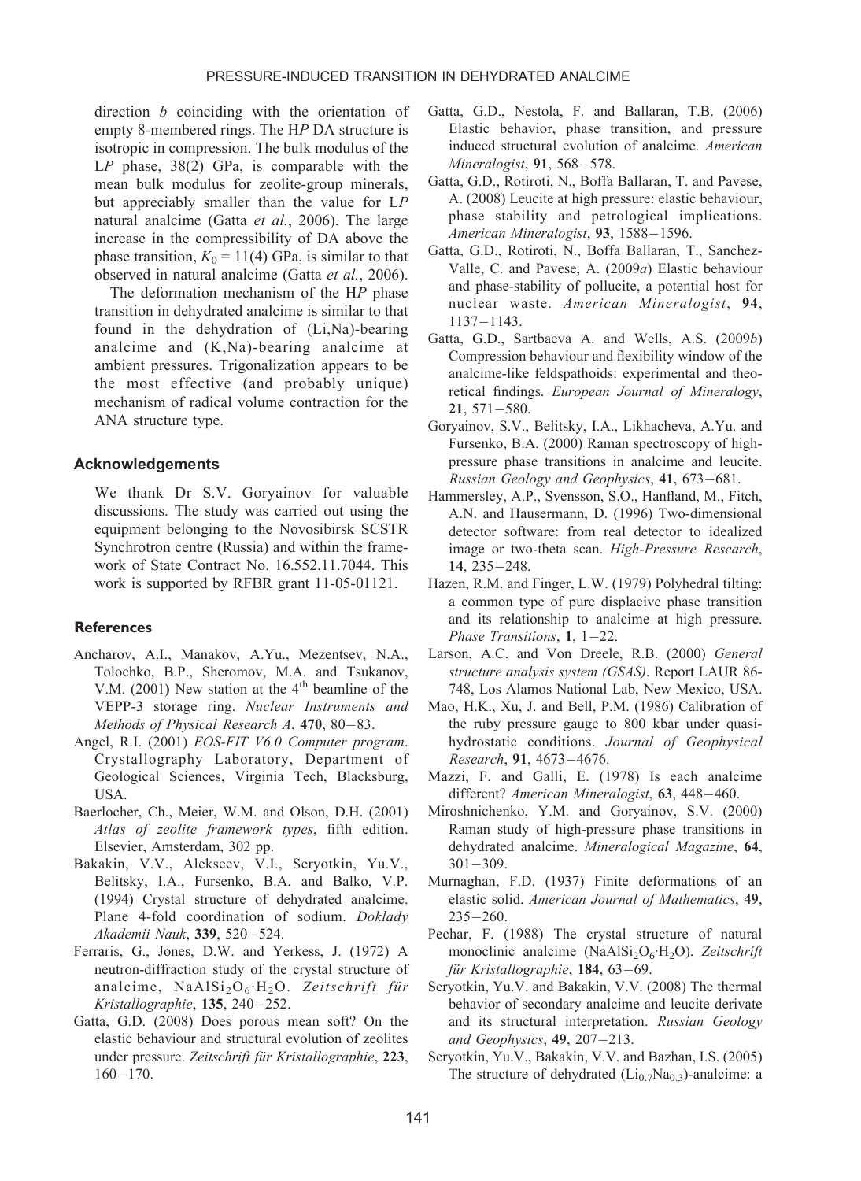direction *b* coinciding with the orientation of empty 8-membered rings. The H*P* DA structure is isotropic in compression. The bulk modulus of the L*P* phase, 38(2) GPa, is comparable with the mean bulk modulus for zeolite-group minerals, but appreciably smaller than the value for L*P* natural analcime (Gatta *et al.*, 2006). The large increase in the compressibility of DA above the phase transition, $K_0$ = 11(4) GPa, is similar to that observed in natural analcime (Gatta *et al.*, 2006).

The deformation mechanism of the H*P* phase transition in dehydrated analcime is similar to that found in the dehydration of (Li,Na)-bearing analcime and (K,Na)-bearing analcime at ambient pressures. Trigonalization appears to be the most effective (and probably unique) mechanism of radical volume contraction for the ANA structure type.

## Acknowledgements

We thank Dr S.V. Goryainov for valuable discussions. The study was carried out using the equipment belonging to the Novosibirsk SCSTR Synchrotron centre (Russia) and within the framework of State Contract No. 16.552.11.7044. This work is supported by RFBR grant 11-05-01121.

## References

Ancharov, A.I., Manakov, A.Yu., Mezentsev, N.A., Tolochko, B.P., Sheromov, M.A. and Tsukanov, V.M. (2001) New station at the 4th beamline of the VEPP-3 storage ring. *Nuclear Instruments and Methods of Physical Research A*, **470**, 80−83.

Angel, R.I. (2001) *EOS-FIT V6.0 Computer program*. Crystallography Laboratory, Department of Geological Sciences, Virginia Tech, Blacksburg, USA.

Baerlocher, Ch., Meier, W.M. and Olson, D.H. (2001) *Atlas of zeolite framework types*, fifth edition. Elsevier, Amsterdam, 302 pp.

Bakakin, V.V., Alekseev, V.I., Seryotkin, Yu.V., Belitsky, I.A., Fursenko, B.A. and Balko, V.P. (1994) Crystal structure of dehydrated analcime. Plane 4-fold coordination of sodium. *Doklady Akademii Nauk*, **339**, 520−524.

Ferraris, G., Jones, D.W. and Yerkess, J. (1972) A neutron-diffraction study of the crystal structure of analcime, $NaAlSi_2O_6{\cdot}H_2O$. *Zeitschrift für Kristallographie*, **135**, 240−252.

Gatta, G.D. (2008) Does porous mean soft? On the elastic behaviour and structural evolution of zeolites under pressure. *Zeitschrift für Kristallographie*, **223**, 160−170.

Gatta, G.D., Nestola, F. and Ballaran, T.B. (2006) Elastic behavior, phase transition, and pressure induced structural evolution of analcime. *American Mineralogist*, **91**, 568−578.

Gatta, G.D., Rotiroti, N., Boffa Ballaran, T. and Pavese, A. (2008) Leucite at high pressure: elastic behaviour, phase stability and petrological implications. *American Mineralogist*, **93**, 1588−1596.

Gatta, G.D., Rotiroti, N., Boffa Ballaran, T., Sanchez-Valle, C. and Pavese, A. (2009*a*) Elastic behaviour and phase-stability of pollucite, a potential host for nuclear waste. *American Mineralogist*, **94**, 1137−1143.

Gatta, G.D., Sartbaeva A. and Wells, A.S. (2009*b*) Compression behaviour and flexibility window of the analcime-like feldspathoids: experimental and theoretical findings. *European Journal of Mineralogy*, **21**, 571−580.

Goryainov, S.V., Belitsky, I.A., Likhacheva, A.Yu. and Fursenko, B.A. (2000) Raman spectroscopy of high-pressure phase transitions in analcime and leucite. *Russian Geology and Geophysics*, **41**, 673−681.

Hammersley, A.P., Svensson, S.O., Hanfland, M., Fitch, A.N. and Hausermann, D. (1996) Two-dimensional detector software: from real detector to idealized image or two-theta scan. *High-Pressure Research*, **14**, 235−248.

Hazen, R.M. and Finger, L.W. (1979) Polyhedral tilting: a common type of pure displacive phase transition and its relationship to analcime at high pressure. *Phase Transitions*, **1**, 1−22.

Larson, A.C. and Von Dreele, R.B. (2000) *General structure analysis system (GSAS)*. Report LAUR 86-748, Los Alamos National Lab, New Mexico, USA.

Mao, H.K., Xu, J. and Bell, P.M. (1986) Calibration of the ruby pressure gauge to 800 kbar under quasi-hydrostatic conditions. *Journal of Geophysical Research*, **91**, 4673−4676.

Mazzi, F. and Galli, E. (1978) Is each analcime different? *American Mineralogist*, **63**, 448−460.

Miroshnichenko, Y.M. and Goryainov, S.V. (2000) Raman study of high-pressure phase transitions in dehydrated analcime. *Mineralogical Magazine*, **64**, 301−309.

Murnaghan, F.D. (1937) Finite deformations of an elastic solid. *American Journal of Mathematics*, **49**, 235−260.

Pechar, F. (1988) The crystal structure of natural monoclinic analcime ($NaAlSi_2O_6{\cdot}H_2O$). *Zeitschrift für Kristallographie*, **184**, 63−69.

Seryotkin, Yu.V. and Bakakin, V.V. (2008) The thermal behavior of secondary analcime and leucite derivate and its structural interpretation. *Russian Geology and Geophysics*, **49**, 207−213.

Seryotkin, Yu.V., Bakakin, V.V. and Bazhan, I.S. (2005) The structure of dehydrated ($Li_{0.7}Na_{0.3}$)-analcime: a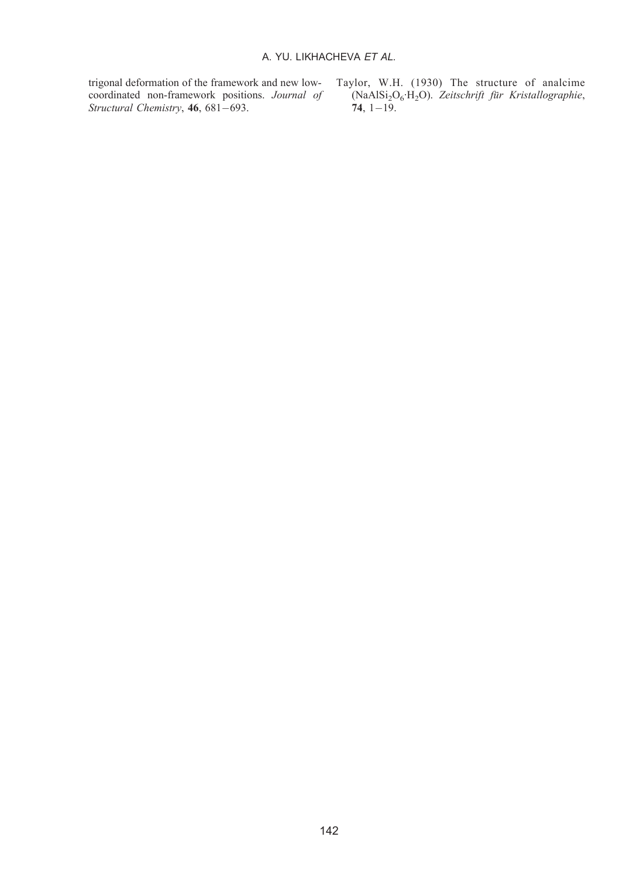trigonal deformation of the framework and new low-coordinated non-framework positions. *Journal of Structural Chemistry*, **46**, 681–693.

Taylor, W.H. (1930) The structure of analcime ($NaAlSi_2O_6{\cdot}H_2O$). *Zeitschrift für Kristallographie*, **74**, 1–19.